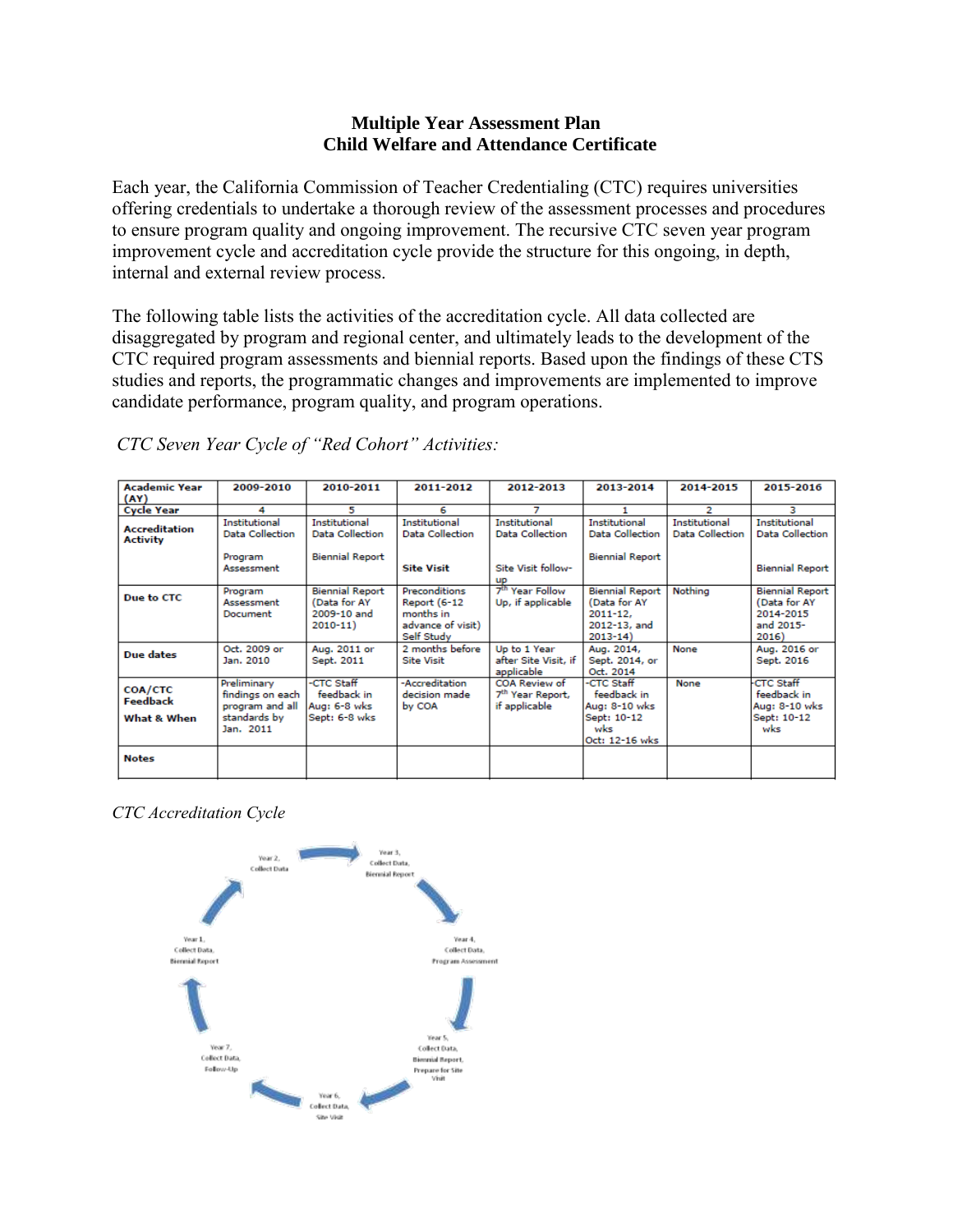**Multiple Year Assessment Plan**
**Child Welfare and Attendance Certificate**

Each year, the California Commission of Teacher Credentialing (CTC) requires universities offering credentials to undertake a thorough review of the assessment processes and procedures to ensure program quality and ongoing improvement. The recursive CTC seven year program improvement cycle and accreditation cycle provide the structure for this ongoing, in depth, internal and external review process.

The following table lists the activities of the accreditation cycle. All data collected are disaggregated by program and regional center, and ultimately leads to the development of the CTC required program assessments and biennial reports. Based upon the findings of these CTS studies and reports, the programmatic changes and improvements are implemented to improve candidate performance, program quality, and program operations.

*CTC Seven Year Cycle of "Red Cohort" Activities:*

| Academic Year (AY) | 2009-2010 | 2010-2011 | 2011-2012 | 2012-2013 | 2013-2014 | 2014-2015 | 2015-2016 |
|---|---|---|---|---|---|---|---|
| Cycle Year | 4 | 5 | 6 | 7 | 1 | 2 | 3 |
| Accreditation Activity | Institutional Data Collection<br><br>Program Assessment | Institutional Data Collection<br><br>Biennial Report | Institutional Data Collection<br><br>**Site Visit** | Institutional Data Collection<br><br>Site Visit follow-up | Institutional Data Collection<br><br>Biennial Report | Institutional Data Collection | Institutional Data Collection<br><br>Biennial Report |
| Due to CTC | Program Assessment Document | Biennial Report (Data for AY 2009-10 and 2010-11) | Preconditions Report (6-12 months in advance of visit) Self Study | 7th Year Follow Up, if applicable | Biennial Report (Data for AY 2011-12, 2012-13, and 2013-14) | Nothing | Biennial Report (Data for AY 2014-2015 and 2015-2016) |
| Due dates | Oct. 2009 or Jan. 2010 | Aug. 2011 or Sept. 2011 | 2 months before Site Visit | Up to 1 Year after Site Visit, if applicable | Aug. 2014, Sept. 2014, or Oct. 2014 | None | Aug. 2016 or Sept. 2016 |
| COA/CTC Feedback What & When | Preliminary findings on each program and all standards by Jan. 2011 | -CTC Staff feedback in Aug: 6-8 wks Sept: 6-8 wks | -Accreditation decision made by COA | COA Review of 7th Year Report, if applicable | -CTC Staff feedback in Aug: 8-10 wks Sept: 10-12 wks Oct: 12-16 wks | None | -CTC Staff feedback in Aug: 8-10 wks Sept: 10-12 wks |
| Notes | | | | | | | |

*CTC Accreditation Cycle*

Year 1, Collect Data, Biennial Report → Year 2, Collect Data → Year 3, Collect Data, Biennial Report → Year 4, Collect Data, Program Assessment → Year 5, Collect Data, Biennial Report, Prepare for Site Visit → Year 6, Collect Data, Site Visit → Year 7, Collect Data, Follow-Up → Year 1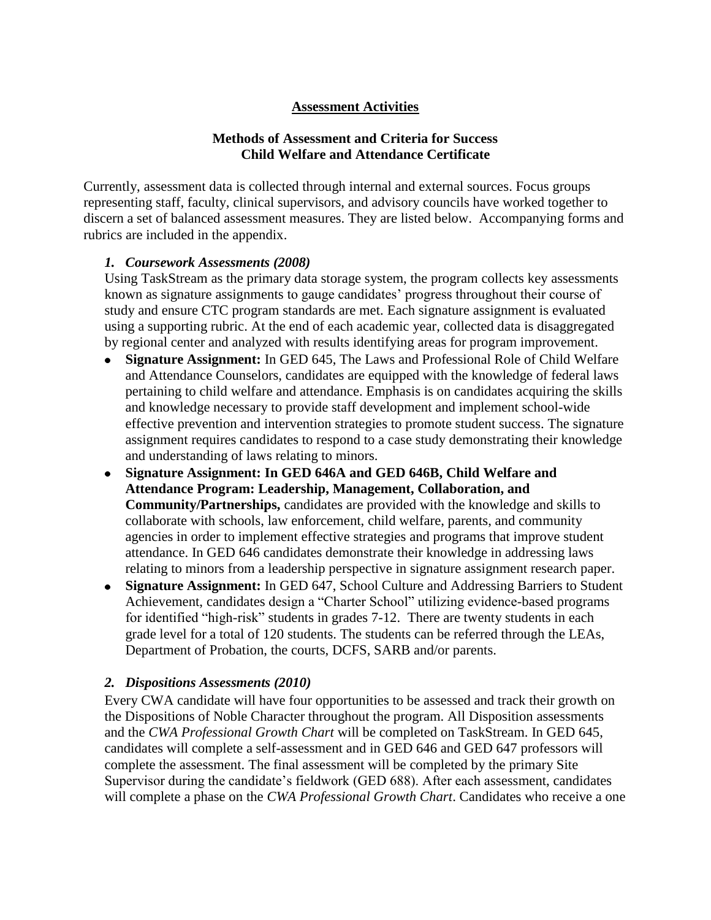## Assessment Activities

### Methods of Assessment and Criteria for Success
### Child Welfare and Attendance Certificate

Currently, assessment data is collected through internal and external sources. Focus groups representing staff, faculty, clinical supervisors, and advisory councils have worked together to discern a set of balanced assessment measures. They are listed below. Accompanying forms and rubrics are included in the appendix.

#### *1. Coursework Assessments (2008)*

Using TaskStream as the primary data storage system, the program collects key assessments known as signature assignments to gauge candidates' progress throughout their course of study and ensure CTC program standards are met. Each signature assignment is evaluated using a supporting rubric. At the end of each academic year, collected data is disaggregated by regional center and analyzed with results identifying areas for program improvement.

- **Signature Assignment:** In GED 645, The Laws and Professional Role of Child Welfare and Attendance Counselors, candidates are equipped with the knowledge of federal laws pertaining to child welfare and attendance. Emphasis is on candidates acquiring the skills and knowledge necessary to provide staff development and implement school-wide effective prevention and intervention strategies to promote student success. The signature assignment requires candidates to respond to a case study demonstrating their knowledge and understanding of laws relating to minors.
- **Signature Assignment: In GED 646A and GED 646B, Child Welfare and Attendance Program: Leadership, Management, Collaboration, and Community/Partnerships,** candidates are provided with the knowledge and skills to collaborate with schools, law enforcement, child welfare, parents, and community agencies in order to implement effective strategies and programs that improve student attendance. In GED 646 candidates demonstrate their knowledge in addressing laws relating to minors from a leadership perspective in signature assignment research paper.
- **Signature Assignment:** In GED 647, School Culture and Addressing Barriers to Student Achievement, candidates design a "Charter School" utilizing evidence-based programs for identified "high-risk" students in grades 7-12. There are twenty students in each grade level for a total of 120 students. The students can be referred through the LEAs, Department of Probation, the courts, DCFS, SARB and/or parents.

#### *2. Dispositions Assessments (2010)*

Every CWA candidate will have four opportunities to be assessed and track their growth on the Dispositions of Noble Character throughout the program. All Disposition assessments and the *CWA Professional Growth Chart* will be completed on TaskStream. In GED 645, candidates will complete a self-assessment and in GED 646 and GED 647 professors will complete the assessment. The final assessment will be completed by the primary Site Supervisor during the candidate's fieldwork (GED 688). After each assessment, candidates will complete a phase on the *CWA Professional Growth Chart*. Candidates who receive a one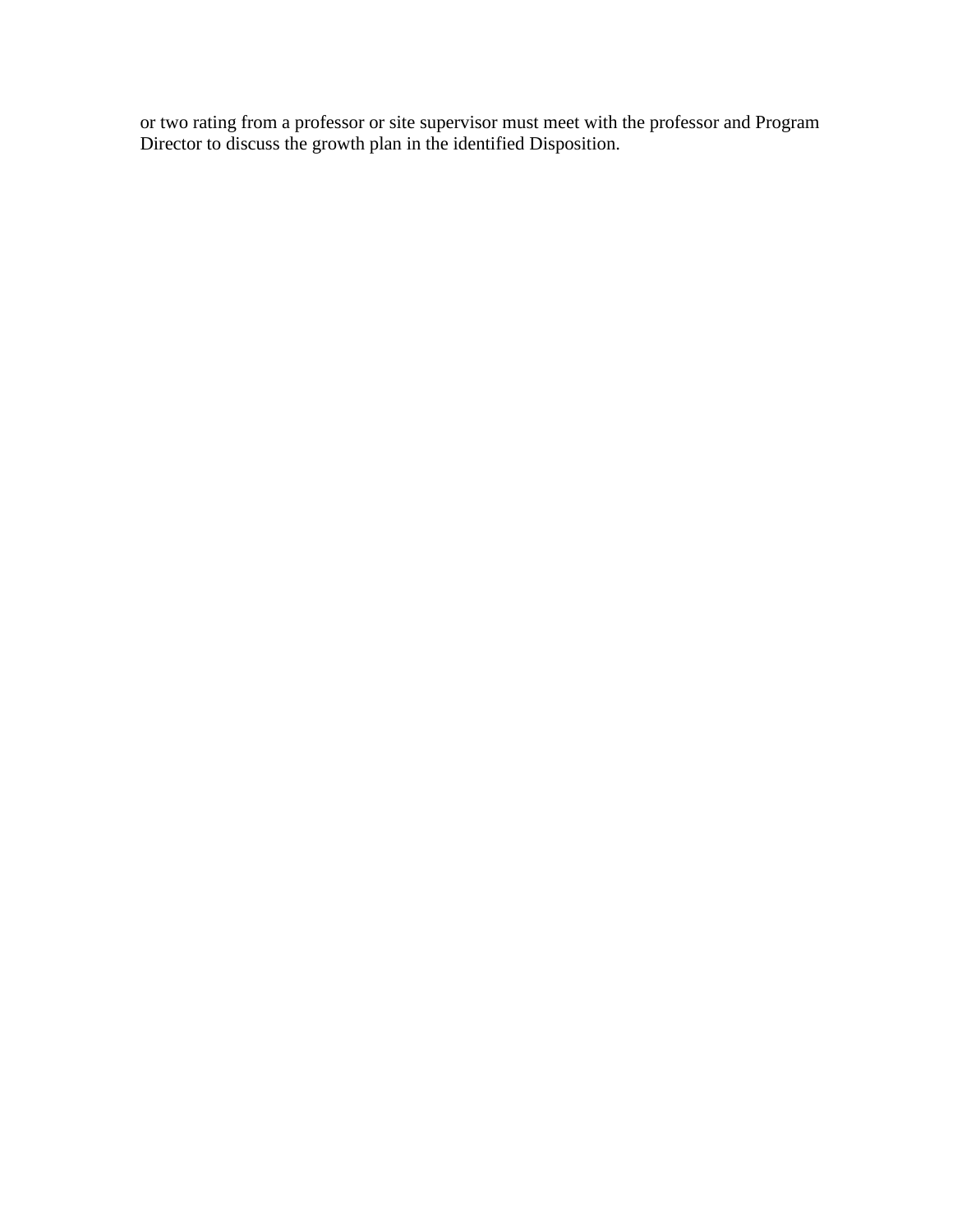or two rating from a professor or site supervisor must meet with the professor and Program Director to discuss the growth plan in the identified Disposition.